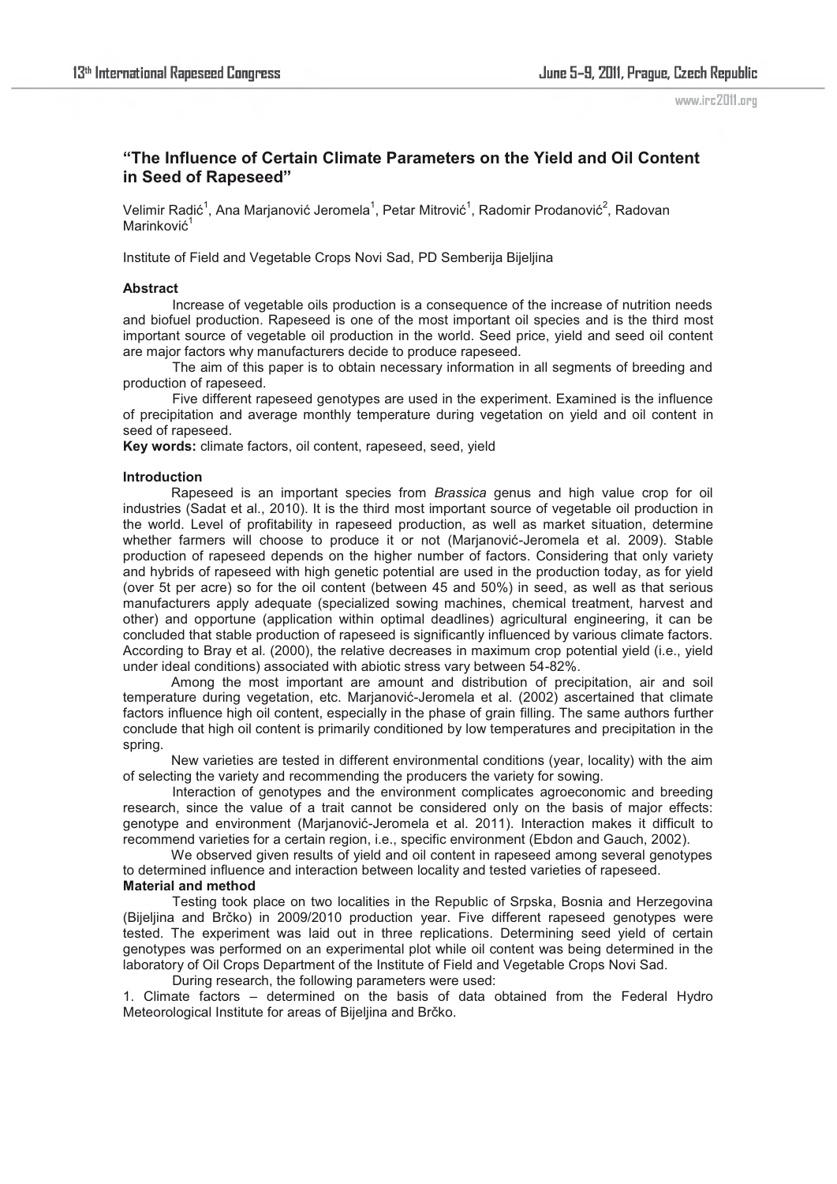# "The Influence of Certain Climate Parameters on the Yield and Oil Content in Seed of Rapeseed"

Velimir Radić[1], Ana Marjanović Jeromela[1], Petar Mitrović[1], Radomir Prodanović[2], Radovan Marinković[1]

Institute of Field and Vegetable Crops Novi Sad, PD Semberija Bijeljina

### Abstract

Increase of vegetable oils production is a consequence of the increase of nutrition needs and biofuel production. Rapeseed is one of the most important oil species and is the third most important source of vegetable oil production in the world. Seed price, yield and seed oil content are major factors why manufacturers decide to produce rapeseed.

The aim of this paper is to obtain necessary information in all segments of breeding and production of rapeseed.

Five different rapeseed genotypes are used in the experiment. Examined is the influence of precipitation and average monthly temperature during vegetation on yield and oil content in seed of rapeseed.

**Key words:** climate factors, oil content, rapeseed, seed, yield

### Introduction

Rapeseed is an important species from *Brassica* genus and high value crop for oil industries (Sadat et al., 2010). It is the third most important source of vegetable oil production in the world. Level of profitability in rapeseed production, as well as market situation, determine whether farmers will choose to produce it or not (Marjanović-Jeromela et al. 2009). Stable production of rapeseed depends on the higher number of factors. Considering that only variety and hybrids of rapeseed with high genetic potential are used in the production today, as for yield (over 5t per acre) so for the oil content (between 45 and 50%) in seed, as well as that serious manufacturers apply adequate (specialized sowing machines, chemical treatment, harvest and other) and opportune (application within optimal deadlines) agricultural engineering, it can be concluded that stable production of rapeseed is significantly influenced by various climate factors. According to Bray et al. (2000), the relative decreases in maximum crop potential yield (i.e., yield under ideal conditions) associated with abiotic stress vary between 54-82%.

Among the most important are amount and distribution of precipitation, air and soil temperature during vegetation, etc. Marjanović-Jeromela et al. (2002) ascertained that climate factors influence high oil content, especially in the phase of grain filling. The same authors further conclude that high oil content is primarily conditioned by low temperatures and precipitation in the spring.

New varieties are tested in different environmental conditions (year, locality) with the aim of selecting the variety and recommending the producers the variety for sowing.

Interaction of genotypes and the environment complicates agroeconomic and breeding research, since the value of a trait cannot be considered only on the basis of major effects: genotype and environment (Marjanović-Jeromela et al. 2011). Interaction makes it difficult to recommend varieties for a certain region, i.e., specific environment (Ebdon and Gauch, 2002).

We observed given results of yield and oil content in rapeseed among several genotypes to determined influence and interaction between locality and tested varieties of rapeseed.

### Material and method

Testing took place on two localities in the Republic of Srpska, Bosnia and Herzegovina (Bijeljina and Brčko) in 2009/2010 production year. Five different rapeseed genotypes were tested. The experiment was laid out in three replications. Determining seed yield of certain genotypes was performed on an experimental plot while oil content was being determined in the laboratory of Oil Crops Department of the Institute of Field and Vegetable Crops Novi Sad.

During research, the following parameters were used:

1. Climate factors – determined on the basis of data obtained from the Federal Hydro Meteorological Institute for areas of Bijeljina and Brčko.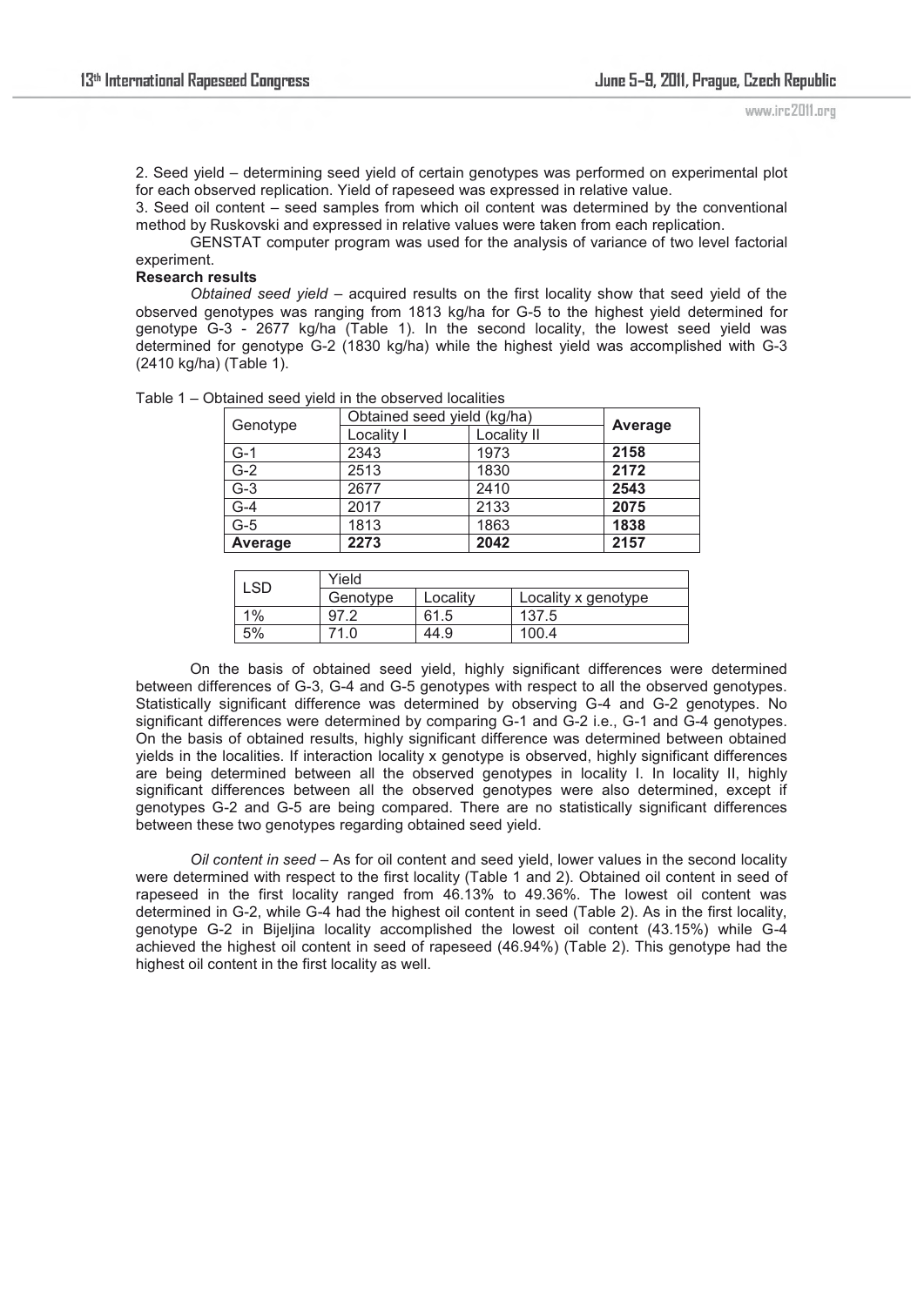2. Seed yield – determining seed yield of certain genotypes was performed on experimental plot for each observed replication. Yield of rapeseed was expressed in relative value.
3. Seed oil content – seed samples from which oil content was determined by the conventional method by Ruskovski and expressed in relative values were taken from each replication.

GENSTAT computer program was used for the analysis of variance of two level factorial experiment.

**Research results**

*Obtained seed yield* – acquired results on the first locality show that seed yield of the observed genotypes was ranging from 1813 kg/ha for G-5 to the highest yield determined for genotype G-3 - 2677 kg/ha (Table 1). In the second locality, the lowest seed yield was determined for genotype G-2 (1830 kg/ha) while the highest yield was accomplished with G-3 (2410 kg/ha) (Table 1).

Table 1 – Obtained seed yield in the observed localities

| Genotype | Obtained seed yield (kg/ha) | | Average |
|---|---|---|---|
| | Locality I | Locality II | |
| G-1 | 2343 | 1973 | **2158** |
| G-2 | 2513 | 1830 | **2172** |
| G-3 | 2677 | 2410 | **2543** |
| G-4 | 2017 | 2133 | **2075** |
| G-5 | 1813 | 1863 | **1838** |
| **Average** | **2273** | **2042** | **2157** |

| LSD | Yield | | |
|---|---|---|---|
| | Genotype | Locality | Locality x genotype |
| 1% | 97.2 | 61.5 | 137.5 |
| 5% | 71.0 | 44.9 | 100.4 |

On the basis of obtained seed yield, highly significant differences were determined between differences of G-3, G-4 and G-5 genotypes with respect to all the observed genotypes. Statistically significant difference was determined by observing G-4 and G-2 genotypes. No significant differences were determined by comparing G-1 and G-2 i.e., G-1 and G-4 genotypes. On the basis of obtained results, highly significant difference was determined between obtained yields in the localities. If interaction locality x genotype is observed, highly significant differences are being determined between all the observed genotypes in locality I. In locality II, highly significant differences between all the observed genotypes were also determined, except if genotypes G-2 and G-5 are being compared. There are no statistically significant differences between these two genotypes regarding obtained seed yield.

*Oil content in seed* – As for oil content and seed yield, lower values in the second locality were determined with respect to the first locality (Table 1 and 2). Obtained oil content in seed of rapeseed in the first locality ranged from 46.13% to 49.36%. The lowest oil content was determined in G-2, while G-4 had the highest oil content in seed (Table 2). As in the first locality, genotype G-2 in Bijeljina locality accomplished the lowest oil content (43.15%) while G-4 achieved the highest oil content in seed of rapeseed (46.94%) (Table 2). This genotype had the highest oil content in the first locality as well.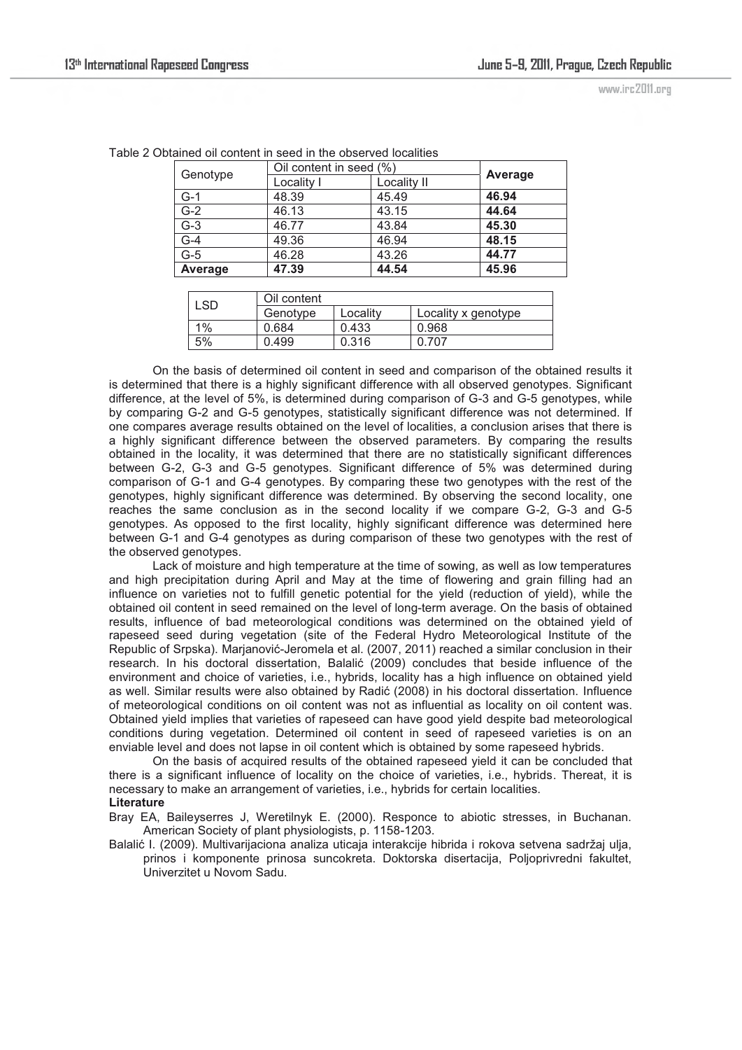Table 2 Obtained oil content in seed in the observed localities

| Genotype | Oil content in seed (%) | | **Average** |
|---|---|---|---|
| | Locality I | Locality II | |
| G-1 | 48.39 | 45.49 | **46.94** |
| G-2 | 46.13 | 43.15 | **44.64** |
| G-3 | 46.77 | 43.84 | **45.30** |
| G-4 | 49.36 | 46.94 | **48.15** |
| G-5 | 46.28 | 43.26 | **44.77** |
| **Average** | **47.39** | **44.54** | **45.96** |

| LSD | Oil content | | |
|---|---|---|---|
| | Genotype | Locality | Locality x genotype |
| 1% | 0.684 | 0.433 | 0.968 |
| 5% | 0.499 | 0.316 | 0.707 |

On the basis of determined oil content in seed and comparison of the obtained results it is determined that there is a highly significant difference with all observed genotypes. Significant difference, at the level of 5%, is determined during comparison of G-3 and G-5 genotypes, while by comparing G-2 and G-5 genotypes, statistically significant difference was not determined. If one compares average results obtained on the level of localities, a conclusion arises that there is a highly significant difference between the observed parameters. By comparing the results obtained in the locality, it was determined that there are no statistically significant differences between G-2, G-3 and G-5 genotypes. Significant difference of 5% was determined during comparison of G-1 and G-4 genotypes. By comparing these two genotypes with the rest of the genotypes, highly significant difference was determined. By observing the second locality, one reaches the same conclusion as in the second locality if we compare G-2, G-3 and G-5 genotypes. As opposed to the first locality, highly significant difference was determined here between G-1 and G-4 genotypes as during comparison of these two genotypes with the rest of the observed genotypes.

Lack of moisture and high temperature at the time of sowing, as well as low temperatures and high precipitation during April and May at the time of flowering and grain filling had an influence on varieties not to fulfill genetic potential for the yield (reduction of yield), while the obtained oil content in seed remained on the level of long-term average. On the basis of obtained results, influence of bad meteorological conditions was determined on the obtained yield of rapeseed seed during vegetation (site of the Federal Hydro Meteorological Institute of the Republic of Srpska). Marjanović-Jeromela et al. (2007, 2011) reached a similar conclusion in their research. In his doctoral dissertation, Balalić (2009) concludes that beside influence of the environment and choice of varieties, i.e., hybrids, locality has a high influence on obtained yield as well. Similar results were also obtained by Radić (2008) in his doctoral dissertation. Influence of meteorological conditions on oil content was not as influential as locality on oil content was. Obtained yield implies that varieties of rapeseed can have good yield despite bad meteorological conditions during vegetation. Determined oil content in seed of rapeseed varieties is on an enviable level and does not lapse in oil content which is obtained by some rapeseed hybrids.

On the basis of acquired results of the obtained rapeseed yield it can be concluded that there is a significant influence of locality on the choice of varieties, i.e., hybrids. Thereat, it is necessary to make an arrangement of varieties, i.e., hybrids for certain localities.

**Literature**

Bray EA, Baileyserres J, Weretilnyk E. (2000). Responce to abiotic stresses, in Buchanan. American Society of plant physiologists, p. 1158-1203.

Balalić I. (2009). Multivarijaciona analiza uticaja interakcije hibrida i rokova setvena sadržaj ulja, prinos i komponente prinosa suncokreta. Doktorska disertacija, Poljoprivredni fakultet, Univerzitet u Novom Sadu.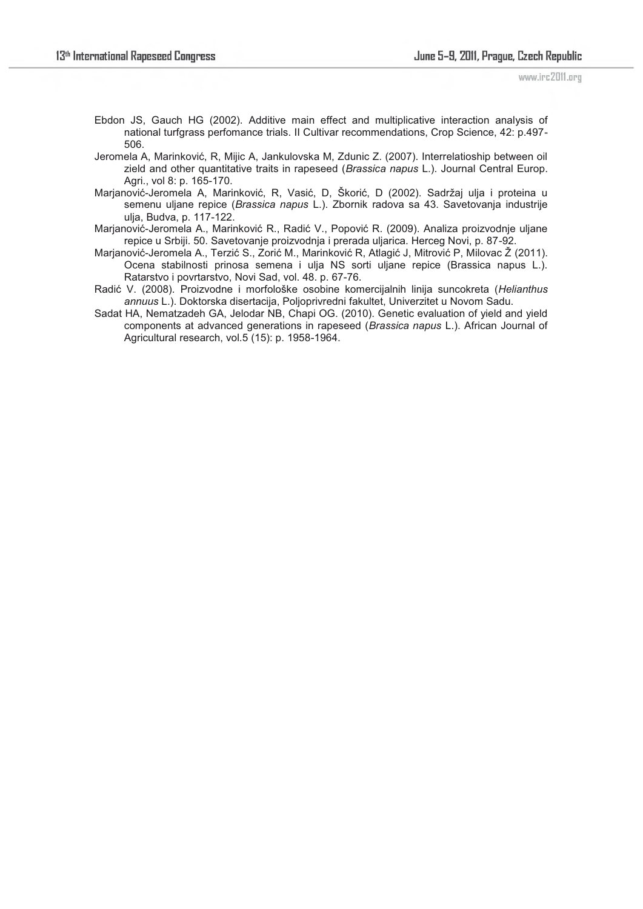Ebdon JS, Gauch HG (2002). Additive main effect and multiplicative interaction analysis of national turfgrass perfomance trials. II Cultivar recommendations, Crop Science, 42: p.497-506.

Jeromela A, Marinković, R, Mijic A, Jankulovska M, Zdunic Z. (2007). Interrelatioship between oil zield and other quantitative traits in rapeseed (*Brassica napus* L.). Journal Central Europ. Agri., vol 8: p. 165-170.

Marjanović-Jeromela A, Marinković, R, Vasić, D, Škorić, D (2002). Sadržaj ulja i proteina u semenu uljane repice (*Brassica napus* L.). Zbornik radova sa 43. Savetovanja industrije ulja, Budva, p. 117-122.

Marjanović-Jeromela A., Marinković R., Radić V., Popović R. (2009). Analiza proizvodnje uljane repice u Srbiji. 50. Savetovanje proizvodnja i prerada uljarica. Herceg Novi, p. 87-92.

Marjanović-Jeromela A., Terzić S., Zorić M., Marinković R, Atlagić J, Mitrović P, Milovac Ž (2011). Ocena stabilnosti prinosa semena i ulja NS sorti uljane repice (Brassica napus L.). Ratarstvo i povrtarstvo, Novi Sad, vol. 48. p. 67-76.

Radić V. (2008). Proizvodne i morfološke osobine komercijalnih linija suncokreta (*Helianthus annuus* L.). Doktorska disertacija, Poljoprivredni fakultet, Univerzitet u Novom Sadu.

Sadat HA, Nematzadeh GA, Jelodar NB, Chapi OG. (2010). Genetic evaluation of yield and yield components at advanced generations in rapeseed (*Brassica napus* L.). African Journal of Agricultural research, vol.5 (15): p. 1958-1964.